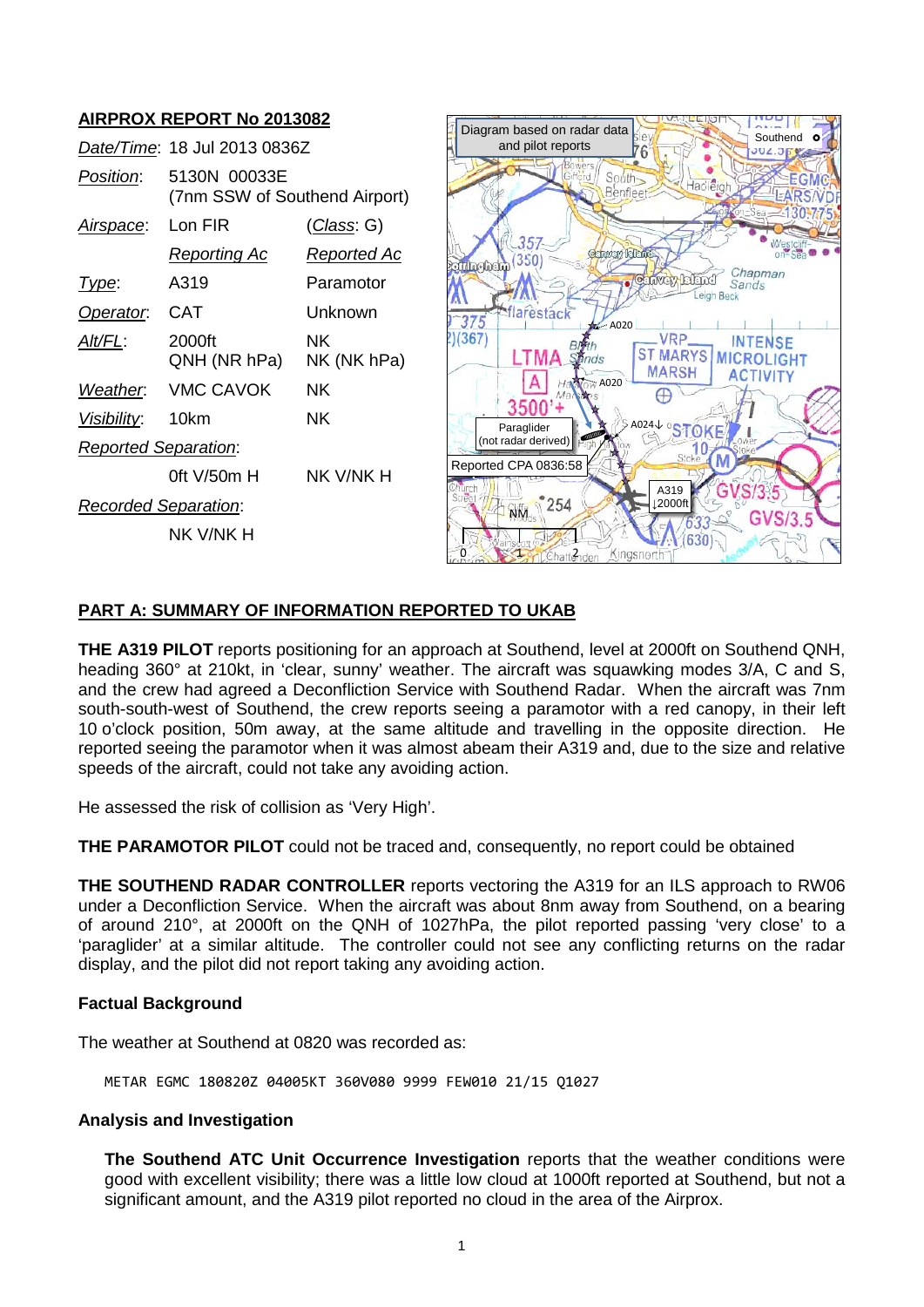**AIRPROX REPORT No 2013082**

| | | |
|---|---|---|
| *Date/Time*: | 18 Jul 2013 0836Z | |
| *Position*: | 5130N 00033E (7nm SSW of Southend Airport) | |
| *Airspace*: | Lon FIR | (*Class*: G) |
| | *Reporting Ac* | *Reported Ac* |
| *Type*: | A319 | Paramotor |
| *Operator*: | CAT | Unknown |
| *Alt/FL*: | 2000ft QNH (NR hPa) | NK NK (NK hPa) |
| *Weather*: | VMC CAVOK | NK |
| *Visibility*: | 10km | NK |
| *Reported Separation*: | | |
| | 0ft V/50m H | NK V/NK H |
| *Recorded Separation*: | | |
| | NK V/NK H | |

## PART A: SUMMARY OF INFORMATION REPORTED TO UKAB

**THE A319 PILOT** reports positioning for an approach at Southend, level at 2000ft on Southend QNH, heading 360° at 210kt, in 'clear, sunny' weather. The aircraft was squawking modes 3/A, C and S, and the crew had agreed a Deconfliction Service with Southend Radar. When the aircraft was 7nm south-south-west of Southend, the crew reports seeing a paramotor with a red canopy, in their left 10 o'clock position, 50m away, at the same altitude and travelling in the opposite direction. He reported seeing the paramotor when it was almost abeam their A319 and, due to the size and relative speeds of the aircraft, could not take any avoiding action.

He assessed the risk of collision as 'Very High'.

**THE PARAMOTOR PILOT** could not be traced and, consequently, no report could be obtained

**THE SOUTHEND RADAR CONTROLLER** reports vectoring the A319 for an ILS approach to RW06 under a Deconfliction Service. When the aircraft was about 8nm away from Southend, on a bearing of around 210°, at 2000ft on the QNH of 1027hPa, the pilot reported passing 'very close' to a 'paraglider' at a similar altitude. The controller could not see any conflicting returns on the radar display, and the pilot did not report taking any avoiding action.

### Factual Background

The weather at Southend at 0820 was recorded as:

```
METAR EGMC 180820Z 04005KT 360V080 9999 FEW010 21/15 Q1027
```

### Analysis and Investigation

**The Southend ATC Unit Occurrence Investigation** reports that the weather conditions were good with excellent visibility; there was a little low cloud at 1000ft reported at Southend, but not a significant amount, and the A319 pilot reported no cloud in the area of the Airprox.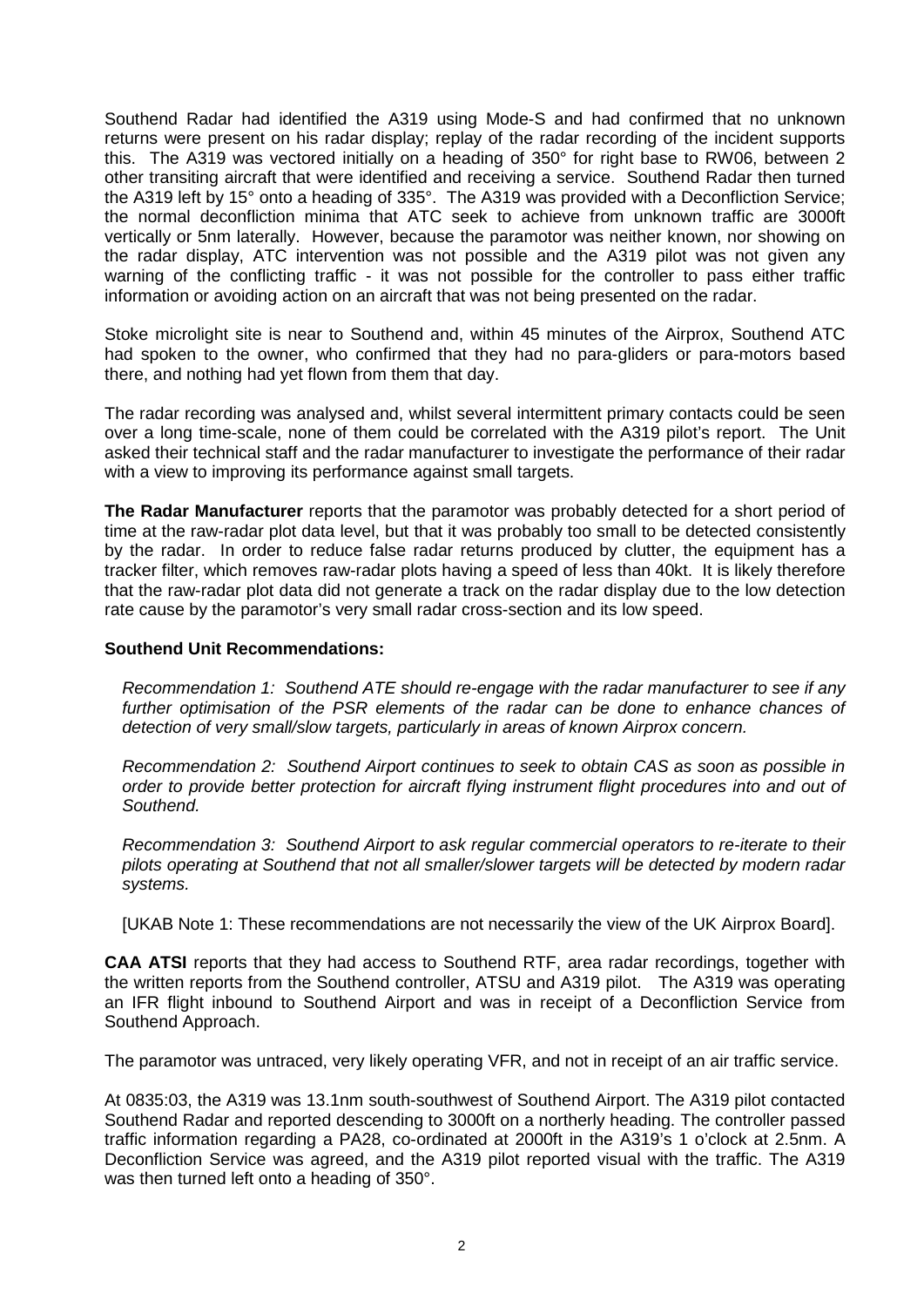Southend Radar had identified the A319 using Mode-S and had confirmed that no unknown returns were present on his radar display; replay of the radar recording of the incident supports this. The A319 was vectored initially on a heading of 350° for right base to RW06, between 2 other transiting aircraft that were identified and receiving a service. Southend Radar then turned the A319 left by 15° onto a heading of 335°. The A319 was provided with a Deconfliction Service; the normal deconfliction minima that ATC seek to achieve from unknown traffic are 3000ft vertically or 5nm laterally. However, because the paramotor was neither known, nor showing on the radar display, ATC intervention was not possible and the A319 pilot was not given any warning of the conflicting traffic - it was not possible for the controller to pass either traffic information or avoiding action on an aircraft that was not being presented on the radar.

Stoke microlight site is near to Southend and, within 45 minutes of the Airprox, Southend ATC had spoken to the owner, who confirmed that they had no para-gliders or para-motors based there, and nothing had yet flown from them that day.

The radar recording was analysed and, whilst several intermittent primary contacts could be seen over a long time-scale, none of them could be correlated with the A319 pilot's report. The Unit asked their technical staff and the radar manufacturer to investigate the performance of their radar with a view to improving its performance against small targets.

**The Radar Manufacturer** reports that the paramotor was probably detected for a short period of time at the raw-radar plot data level, but that it was probably too small to be detected consistently by the radar. In order to reduce false radar returns produced by clutter, the equipment has a tracker filter, which removes raw-radar plots having a speed of less than 40kt. It is likely therefore that the raw-radar plot data did not generate a track on the radar display due to the low detection rate cause by the paramotor's very small radar cross-section and its low speed.

**Southend Unit Recommendations:**

*Recommendation 1: Southend ATE should re-engage with the radar manufacturer to see if any further optimisation of the PSR elements of the radar can be done to enhance chances of detection of very small/slow targets, particularly in areas of known Airprox concern.*

*Recommendation 2: Southend Airport continues to seek to obtain CAS as soon as possible in order to provide better protection for aircraft flying instrument flight procedures into and out of Southend.*

*Recommendation 3: Southend Airport to ask regular commercial operators to re-iterate to their pilots operating at Southend that not all smaller/slower targets will be detected by modern radar systems.*

[UKAB Note 1: These recommendations are not necessarily the view of the UK Airprox Board].

**CAA ATSI** reports that they had access to Southend RTF, area radar recordings, together with the written reports from the Southend controller, ATSU and A319 pilot. The A319 was operating an IFR flight inbound to Southend Airport and was in receipt of a Deconfliction Service from Southend Approach.

The paramotor was untraced, very likely operating VFR, and not in receipt of an air traffic service.

At 0835:03, the A319 was 13.1nm south-southwest of Southend Airport. The A319 pilot contacted Southend Radar and reported descending to 3000ft on a northerly heading. The controller passed traffic information regarding a PA28, co-ordinated at 2000ft in the A319's 1 o'clock at 2.5nm. A Deconfliction Service was agreed, and the A319 pilot reported visual with the traffic. The A319 was then turned left onto a heading of 350°.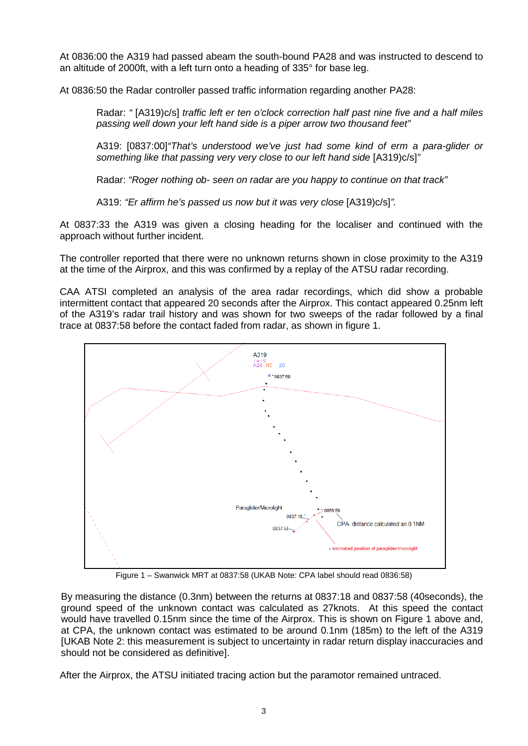At 0836:00 the A319 had passed abeam the south-bound PA28 and was instructed to descend to an altitude of 2000ft, with a left turn onto a heading of 335° for base leg.

At 0836:50 the Radar controller passed traffic information regarding another PA28:

> Radar: " [A319)c/s] *traffic left er ten o'clock correction half past nine five and a half miles passing well down your left hand side is a piper arrow two thousand feet"*
>
> A319: [0837:00]*"That's understood we've just had some kind of erm a para-glider or something like that passing very very close to our left hand side* [A319)c/s]*"*
>
> Radar: *"Roger nothing ob- seen on radar are you happy to continue on that track"*
>
> A319: *"Er affirm he's passed us now but it was very close* [A319)c/s]*".*

At 0837:33 the A319 was given a closing heading for the localiser and continued with the approach without further incident.

The controller reported that there were no unknown returns shown in close proximity to the A319 at the time of the Airprox, and this was confirmed by a replay of the ATSU radar recording.

CAA ATSI completed an analysis of the area radar recordings, which did show a probable intermittent contact that appeared 20 seconds after the Airprox. This contact appeared 0.25nm left of the A319's radar trail history and was shown for two sweeps of the radar followed by a final trace at 0837:58 before the contact faded from radar, as shown in figure 1.

Figure 1 – Swanwick MRT at 0837:58 (UKAB Note: CPA label should read 0836:58)

By measuring the distance (0.3nm) between the returns at 0837:18 and 0837:58 (40seconds), the ground speed of the unknown contact was calculated as 27knots. At this speed the contact would have travelled 0.15nm since the time of the Airprox. This is shown on Figure 1 above and, at CPA, the unknown contact was estimated to be around 0.1nm (185m) to the left of the A319 [UKAB Note 2: this measurement is subject to uncertainty in radar return display inaccuracies and should not be considered as definitive].

After the Airprox, the ATSU initiated tracing action but the paramotor remained untraced.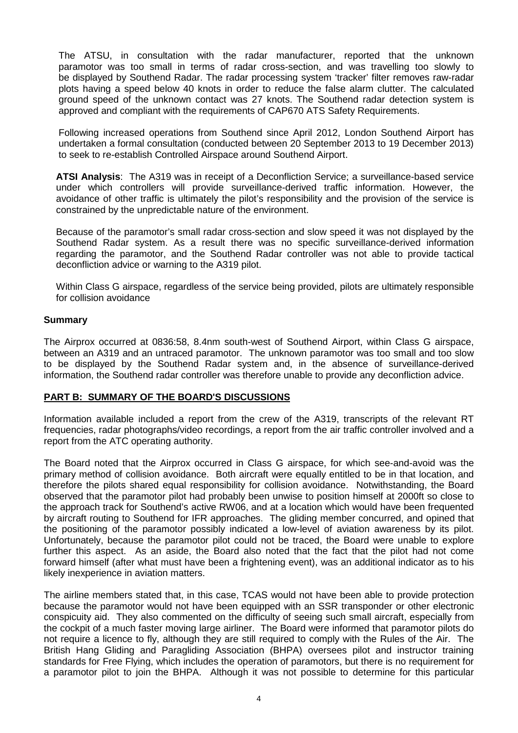The ATSU, in consultation with the radar manufacturer, reported that the unknown paramotor was too small in terms of radar cross-section, and was travelling too slowly to be displayed by Southend Radar. The radar processing system 'tracker' filter removes raw-radar plots having a speed below 40 knots in order to reduce the false alarm clutter. The calculated ground speed of the unknown contact was 27 knots. The Southend radar detection system is approved and compliant with the requirements of CAP670 ATS Safety Requirements.

Following increased operations from Southend since April 2012, London Southend Airport has undertaken a formal consultation (conducted between 20 September 2013 to 19 December 2013) to seek to re-establish Controlled Airspace around Southend Airport.

**ATSI Analysis**: The A319 was in receipt of a Deconfliction Service; a surveillance-based service under which controllers will provide surveillance-derived traffic information. However, the avoidance of other traffic is ultimately the pilot's responsibility and the provision of the service is constrained by the unpredictable nature of the environment.

Because of the paramotor's small radar cross-section and slow speed it was not displayed by the Southend Radar system. As a result there was no specific surveillance-derived information regarding the paramotor, and the Southend Radar controller was not able to provide tactical deconfliction advice or warning to the A319 pilot.

Within Class G airspace, regardless of the service being provided, pilots are ultimately responsible for collision avoidance

**Summary**

The Airprox occurred at 0836:58, 8.4nm south-west of Southend Airport, within Class G airspace, between an A319 and an untraced paramotor. The unknown paramotor was too small and too slow to be displayed by the Southend Radar system and, in the absence of surveillance-derived information, the Southend radar controller was therefore unable to provide any deconfliction advice.

## PART B: SUMMARY OF THE BOARD'S DISCUSSIONS

Information available included a report from the crew of the A319, transcripts of the relevant RT frequencies, radar photographs/video recordings, a report from the air traffic controller involved and a report from the ATC operating authority.

The Board noted that the Airprox occurred in Class G airspace, for which see-and-avoid was the primary method of collision avoidance. Both aircraft were equally entitled to be in that location, and therefore the pilots shared equal responsibility for collision avoidance. Notwithstanding, the Board observed that the paramotor pilot had probably been unwise to position himself at 2000ft so close to the approach track for Southend's active RW06, and at a location which would have been frequented by aircraft routing to Southend for IFR approaches. The gliding member concurred, and opined that the positioning of the paramotor possibly indicated a low-level of aviation awareness by its pilot. Unfortunately, because the paramotor pilot could not be traced, the Board were unable to explore further this aspect. As an aside, the Board also noted that the fact that the pilot had not come forward himself (after what must have been a frightening event), was an additional indicator as to his likely inexperience in aviation matters.

The airline members stated that, in this case, TCAS would not have been able to provide protection because the paramotor would not have been equipped with an SSR transponder or other electronic conspicuity aid. They also commented on the difficulty of seeing such small aircraft, especially from the cockpit of a much faster moving large airliner. The Board were informed that paramotor pilots do not require a licence to fly, although they are still required to comply with the Rules of the Air. The British Hang Gliding and Paragliding Association (BHPA) oversees pilot and instructor training standards for Free Flying, which includes the operation of paramotors, but there is no requirement for a paramotor pilot to join the BHPA. Although it was not possible to determine for this particular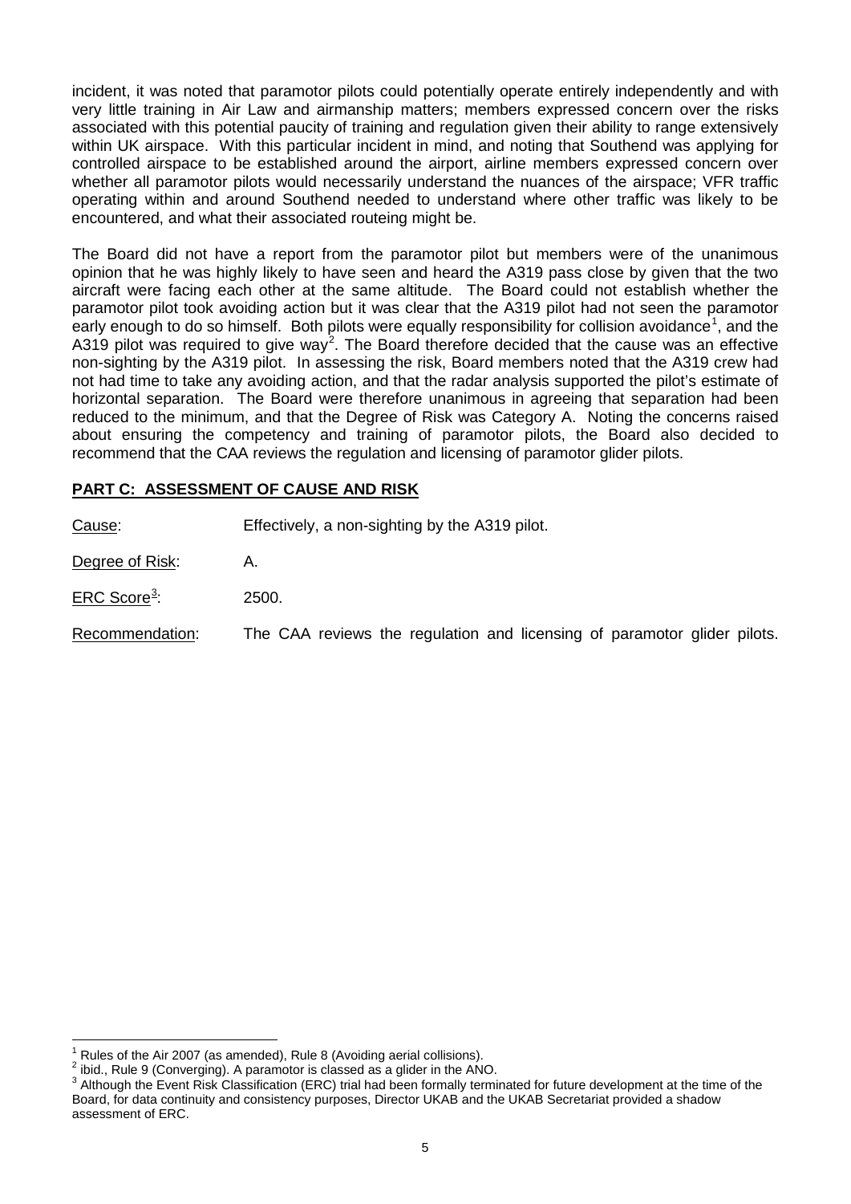incident, it was noted that paramotor pilots could potentially operate entirely independently and with very little training in Air Law and airmanship matters; members expressed concern over the risks associated with this potential paucity of training and regulation given their ability to range extensively within UK airspace. With this particular incident in mind, and noting that Southend was applying for controlled airspace to be established around the airport, airline members expressed concern over whether all paramotor pilots would necessarily understand the nuances of the airspace; VFR traffic operating within and around Southend needed to understand where other traffic was likely to be encountered, and what their associated routeing might be.

The Board did not have a report from the paramotor pilot but members were of the unanimous opinion that he was highly likely to have seen and heard the A319 pass close by given that the two aircraft were facing each other at the same altitude. The Board could not establish whether the paramotor pilot took avoiding action but it was clear that the A319 pilot had not seen the paramotor early enough to do so himself. Both pilots were equally responsibility for collision avoidance[1], and the A319 pilot was required to give way[2]. The Board therefore decided that the cause was an effective non-sighting by the A319 pilot. In assessing the risk, Board members noted that the A319 crew had not had time to take any avoiding action, and that the radar analysis supported the pilot's estimate of horizontal separation. The Board were therefore unanimous in agreeing that separation had been reduced to the minimum, and that the Degree of Risk was Category A. Noting the concerns raised about ensuring the competency and training of paramotor pilots, the Board also decided to recommend that the CAA reviews the regulation and licensing of paramotor glider pilots.

## PART C: ASSESSMENT OF CAUSE AND RISK

Cause: Effectively, a non-sighting by the A319 pilot.

Degree of Risk: A.

ERC Score[3]: 2500.

Recommendation: The CAA reviews the regulation and licensing of paramotor glider pilots.

---

[1] Rules of the Air 2007 (as amended), Rule 8 (Avoiding aerial collisions).

[2] ibid., Rule 9 (Converging). A paramotor is classed as a glider in the ANO.

[3] Although the Event Risk Classification (ERC) trial had been formally terminated for future development at the time of the Board, for data continuity and consistency purposes, Director UKAB and the UKAB Secretariat provided a shadow assessment of ERC.